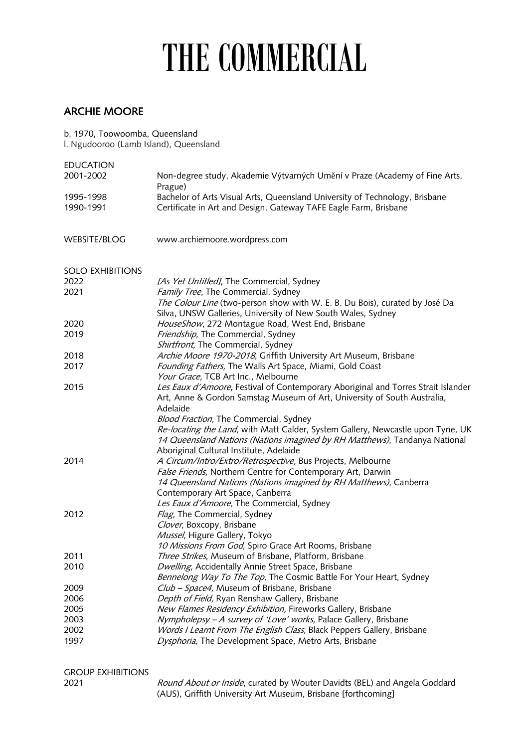# THE COMMERCIAL

## ARCHIE MOORE

b. 1970, Toowoomba, Queensland
l. Ngudooroo (Lamb Island), Queensland

EDUCATION

| | |
|---|---|
| 2001-2002 | Non-degree study, Akademie Výtvarných Umění v Praze (Academy of Fine Arts, Prague) |
| 1995-1998 | Bachelor of Arts Visual Arts, Queensland University of Technology, Brisbane |
| 1990-1991 | Certificate in Art and Design, Gateway TAFE Eagle Farm, Brisbane |

WEBSITE/BLOG www.archiemoore.wordpress.com

SOLO EXHIBITIONS

| | |
|---|---|
| 2022 | *[As Yet Untitled]*, The Commercial, Sydney |
| 2021 | *Family Tree*, The Commercial, Sydney |
| | *The Colour Line* (two-person show with W. E. B. Du Bois), curated by José Da Silva, UNSW Galleries, University of New South Wales, Sydney |
| 2020 | *HouseShow*, 272 Montague Road, West End, Brisbane |
| 2019 | *Friendship,* The Commercial, Sydney |
| | *Shirtfront,* The Commercial, Sydney |
| 2018 | *Archie Moore 1970-2018*, Griffith University Art Museum, Brisbane |
| 2017 | *Founding Fathers,* The Walls Art Space, Miami, Gold Coast |
| | *Your Grace,* TCB Art Inc., Melbourne |
| 2015 | *Les Eaux d'Amoore*, Festival of Contemporary Aboriginal and Torres Strait Islander Art, Anne & Gordon Samstag Museum of Art, University of South Australia, Adelaide |
| | *Blood Fraction,* The Commercial, Sydney |
| | *Re-locating the Land,* with Matt Calder, System Gallery, Newcastle upon Tyne, UK |
| | *14 Queensland Nations (Nations imagined by RH Matthews)*, Tandanya National Aboriginal Cultural Institute, Adelaide |
| 2014 | *A Circum/Intro/Extro/Retrospective,* Bus Projects, Melbourne |
| | *False Friends,* Northern Centre for Contemporary Art, Darwin |
| | *14 Queensland Nations (Nations imagined by RH Matthews)*, Canberra Contemporary Art Space, Canberra |
| | *Les Eaux d'Amoore,* The Commercial, Sydney |
| 2012 | *Flag*, The Commercial, Sydney |
| | *Clover*, Boxcopy, Brisbane |
| | *Mussel*, Higure Gallery, Tokyo |
| | *10 Missions From God*, Spiro Grace Art Rooms, Brisbane |
| 2011 | *Three Strikes*, Museum of Brisbane, Platform, Brisbane |
| 2010 | *Dwelling*, Accidentally Annie Street Space, Brisbane |
| | *Bennelong Way To The Top*, The Cosmic Battle For Your Heart, Sydney |
| 2009 | *Club – Space4,* Museum of Brisbane, Brisbane |
| 2006 | *Depth of Field,* Ryan Renshaw Gallery, Brisbane |
| 2005 | *New Flames Residency Exhibition,* Fireworks Gallery, Brisbane |
| 2003 | *Nympholepsy – A survey of 'Love' works,* Palace Gallery, Brisbane |
| 2002 | *Words I Learnt From The English Class,* Black Peppers Gallery, Brisbane |
| 1997 | *Dysphoria,* The Development Space, Metro Arts, Brisbane |

GROUP EXHIBITIONS

| | |
|---|---|
| 2021 | *Round About or Inside*, curated by Wouter Davidts (BEL) and Angela Goddard (AUS), Griffith University Art Museum, Brisbane [forthcoming] |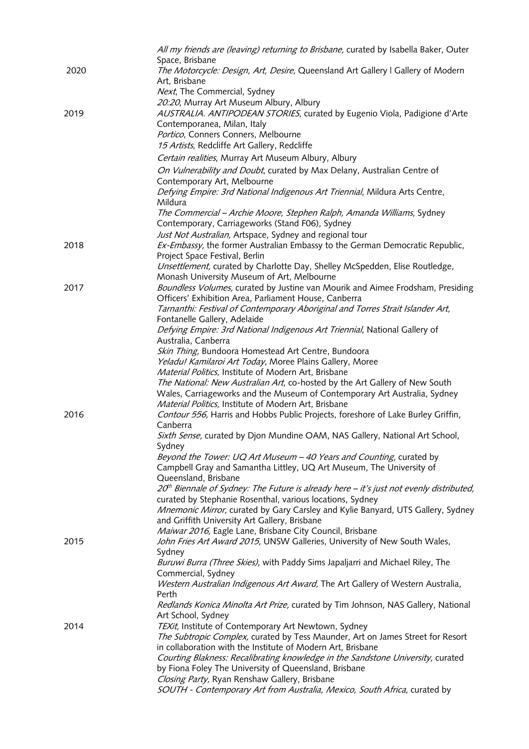*All my friends are (leaving) returning to Brisbane,* curated by Isabella Baker, Outer Space, Brisbane

2020
*The Motorcycle: Design, Art, Desire*, Queensland Art Gallery | Gallery of Modern Art, Brisbane
*Next*, The Commercial, Sydney
*20:20*, Murray Art Museum Albury, Albury

2019
*AUSTRALIA. ANTIPODEAN STORIES*, curated by Eugenio Viola, Padigione d'Arte Contemporanea, Milan, Italy
*Portico*, Conners Conners, Melbourne
*15 Artists*, Redcliffe Art Gallery, Redcliffe
*Certain realities*, Murray Art Museum Albury, Albury
*On Vulnerability and Doubt*, curated by Max Delany, Australian Centre of Contemporary Art, Melbourne
*Defying Empire: 3rd National Indigenous Art Triennial*, Mildura Arts Centre, Mildura
*The Commercial – Archie Moore, Stephen Ralph, Amanda Williams*, Sydney Contemporary, Carriageworks (Stand F06), Sydney
*Just Not Australian,* Artspace, Sydney and regional tour

2018
*Ex-Embassy,* the former Australian Embassy to the German Democratic Republic, Project Space Festival, Berlin
*Unsettlement,* curated by Charlotte Day, Shelley McSpedden, Elise Routledge, Monash University Museum of Art, Melbourne

2017
*Boundless Volumes,* curated by Justine van Mourik and Aimee Frodsham, Presiding Officers' Exhibition Area, Parliament House, Canberra
*Tarnanthi: Festival of Contemporary Aboriginal and Torres Strait Islander Art,* Fontanelle Gallery, Adelaide
*Defying Empire: 3rd National Indigenous Art Triennial*, National Gallery of Australia, Canberra
*Skin Thing,* Bundoora Homestead Art Centre, Bundoora
*Yeladu! Kamilaroi Art Today,* Moree Plains Gallery, Moree
*Material Politics,* Institute of Modern Art, Brisbane
*The National: New Australian Art*, co-hosted by the Art Gallery of New South Wales, Carriageworks and the Museum of Contemporary Art Australia, Sydney
*Material Politics,* Institute of Modern Art, Brisbane

2016
*Contour 556,* Harris and Hobbs Public Projects, foreshore of Lake Burley Griffin, Canberra
*Sixth Sense,* curated by Djon Mundine OAM, NAS Gallery, National Art School, Sydney
*Beyond the Tower: UQ Art Museum – 40 Years and Counting,* curated by Campbell Gray and Samantha Littley, UQ Art Museum, The University of Queensland, Brisbane
*20th Biennale of Sydney: The Future is already here – it's just not evenly distributed,* curated by Stephanie Rosenthal, various locations, Sydney
*Mnemonic Mirror,* curated by Gary Carsley and Kylie Banyard, UTS Gallery, Sydney and Griffith University Art Gallery, Brisbane
*Maiwar 2016,* Eagle Lane, Brisbane City Council, Brisbane

2015
*John Fries Art Award 2015,* UNSW Galleries, University of New South Wales, Sydney
*Buruwi Burra (Three Skies),* with Paddy Sims Japaljarri and Michael Riley, The Commercial, Sydney
*Western Australian Indigenous Art Award,* The Art Gallery of Western Australia, Perth
*Redlands Konica Minolta Art Prize,* curated by Tim Johnson, NAS Gallery, National Art School, Sydney

2014
*TEXit,* Institute of Contemporary Art Newtown, Sydney
*The Subtropic Complex,* curated by Tess Maunder, Art on James Street for Resort in collaboration with the Institute of Modern Art, Brisbane
*Courting Blakness: Recalibrating knowledge in the Sandstone University,* curated by Fiona Foley The University of Queensland, Brisbane
*Closing Party,* Ryan Renshaw Gallery, Brisbane
*SOUTH - Contemporary Art from Australia, Mexico, South Africa*, curated by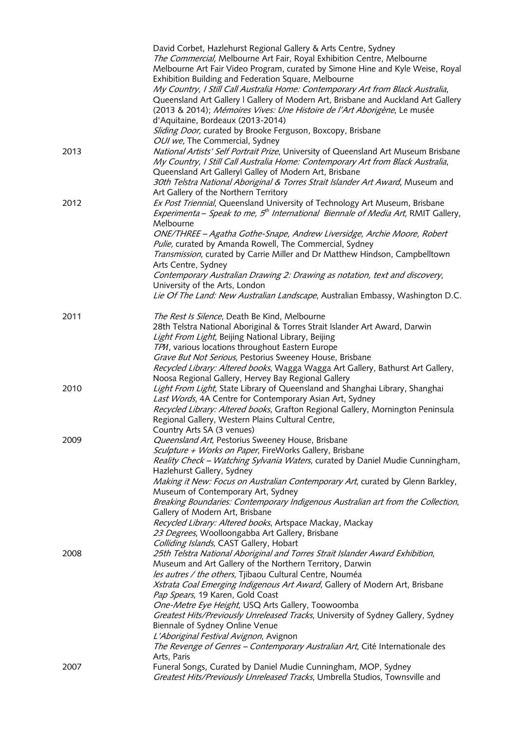David Corbet, Hazlehurst Regional Gallery & Arts Centre, Sydney
*The Commercial,* Melbourne Art Fair, Royal Exhibition Centre, Melbourne
Melbourne Art Fair Video Program, curated by Simone Hine and Kyle Weise, Royal Exhibition Building and Federation Square, Melbourne
*My Country, I Still Call Australia Home: Contemporary Art from Black Australia*, Queensland Art Gallery | Gallery of Modern Art, Brisbane and Auckland Art Gallery (2013 & 2014); *Mémoires Vives: Une Histoire de l'Art Aborigène*, Le musée d'Aquitaine, Bordeaux (2013-2014)
*Sliding Door,* curated by Brooke Ferguson, Boxcopy, Brisbane
*OUI we,* The Commercial, Sydney

**2013**

*National Artists' Self Portrait Prize*, University of Queensland Art Museum Brisbane
*My Country, I Still Call Australia Home: Contemporary Art from Black Australia*, Queensland Art Galleryl Galley of Modern Art, Brisbane
*30th Telstra National Aboriginal & Torres Strait Islander Art Award*, Museum and Art Gallery of the Northern Territory

**2012**

*Ex Post Triennial*, Queensland University of Technology Art Museum, Brisbane
*Experimenta – Speak to me, 5th International Biennale of Media Art*, RMIT Gallery, Melbourne
*ONE/THREE – Agatha Gothe-Snape, Andrew Liversidge, Archie Moore, Robert Pulie,* curated by Amanda Rowell, The Commercial, Sydney
*Transmission*, curated by Carrie Miller and Dr Matthew Hindson, Campbelltown Arts Centre, Sydney
*Contemporary Australian Drawing 2: Drawing as notation, text and discovery*, University of the Arts, London
*Lie Of The Land: New Australian Landscape*, Australian Embassy, Washington D.C.

**2011**

*The Rest Is Silence*, Death Be Kind, Melbourne
28th Telstra National Aboriginal & Torres Strait Islander Art Award, Darwin
*Light From Light*, Beijing National Library, Beijing
*TPИ*, various locations throughout Eastern Europe
*Grave But Not Serious*, Pestorius Sweeney House, Brisbane
*Recycled Library: Altered books*, Wagga Wagga Art Gallery, Bathurst Art Gallery, Noosa Regional Gallery, Hervey Bay Regional Gallery

**2010**

*Light From Light*, State Library of Queensland and Shanghai Library, Shanghai
*Last Words*, 4A Centre for Contemporary Asian Art, Sydney
*Recycled Library: Altered books*, Grafton Regional Gallery, Mornington Peninsula Regional Gallery, Western Plains Cultural Centre, Country Arts SA (3 venues)

**2009**

*Queensland Art*, Pestorius Sweeney House, Brisbane
*Sculpture + Works on Paper*, FireWorks Gallery, Brisbane
*Reality Check – Watching Sylvania Waters*, curated by Daniel Mudie Cunningham, Hazlehurst Gallery, Sydney
*Making it New: Focus on Australian Contemporary Art*, curated by Glenn Barkley, Museum of Contemporary Art, Sydney
*Breaking Boundaries: Contemporary Indigenous Australian art from the Collection*, Gallery of Modern Art, Brisbane
*Recycled Library: Altered books*, Artspace Mackay, Mackay
*23 Degrees*, Woolloongabba Art Gallery, Brisbane
*Colliding Islands*, CAST Gallery, Hobart

**2008**

*25th Telstra National Aboriginal and Torres Strait Islander Award Exhibition*, Museum and Art Gallery of the Northern Territory, Darwin
*les autres / the others*, Tjibaou Cultural Centre, Nouméa
*Xstrata Coal Emerging Indigenous Art Award*, Gallery of Modern Art, Brisbane
*Pap Spears*, 19 Karen, Gold Coast
*One-Metre Eye Height*, USQ Arts Gallery, Toowoomba
*Greatest Hits/Previously Unreleased Tracks*, University of Sydney Gallery, Sydney
Biennale of Sydney Online Venue
*L'Aboriginal Festival Avignon*, Avignon
*The Revenge of Genres – Contemporary Australian Art*, Cité Internationale des Arts, Paris

**2007**

Funeral Songs, Curated by Daniel Mudie Cunningham, MOP, Sydney
*Greatest Hits/Previously Unreleased Tracks*, Umbrella Studios, Townsville and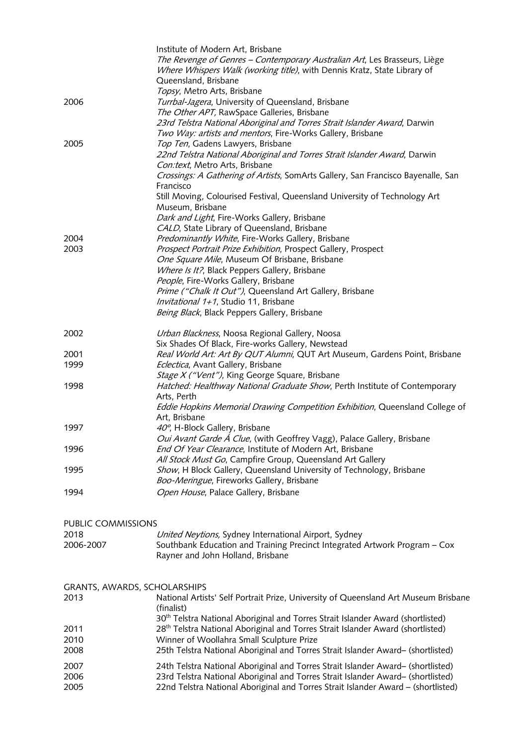| | |
|---|---|
| | Institute of Modern Art, Brisbane |
| | *The Revenge of Genres – Contemporary Australian Art*, Les Brasseurs, Liège |
| | *Where Whispers Walk (working title)*, with Dennis Kratz, State Library of Queensland, Brisbane |
| | *Topsy*, Metro Arts, Brisbane |
| 2006 | *Turrbal-Jagera*, University of Queensland, Brisbane |
| | *The Other APT,* RawSpace Galleries, Brisbane |
| | *23rd Telstra National Aboriginal and Torres Strait Islander Award*, Darwin |
| | *Two Way: artists and mentors*, Fire-Works Gallery, Brisbane |
| 2005 | *Top Ten*, Gadens Lawyers, Brisbane |
| | *22nd Telstra National Aboriginal and Torres Strait Islander Award*, Darwin |
| | *Con:text*, Metro Arts, Brisbane |
| | *Crossings: A Gathering of Artists*, SomArts Gallery, San Francisco Bayenalle, San Francisco |
| | Still Moving, Colourised Festival, Queensland University of Technology Art Museum, Brisbane |
| | *Dark and Light*, Fire-Works Gallery, Brisbane |
| | *CALD*, State Library of Queensland, Brisbane |
| 2004 | *Predominantly White*, Fire-Works Gallery, Brisbane |
| 2003 | *Prospect Portrait Prize Exhibition*, Prospect Gallery, Prospect |
| | *One Square Mile*, Museum Of Brisbane, Brisbane |
| | *Where Is It?*, Black Peppers Gallery, Brisbane |
| | *People*, Fire-Works Gallery, Brisbane |
| | *Prime ("Chalk It Out")*, Queensland Art Gallery, Brisbane |
| | *Invitational 1+1*, Studio 11, Brisbane |
| | *Being Black*, Black Peppers Gallery, Brisbane |
| 2002 | *Urban Blackness*, Noosa Regional Gallery, Noosa |
| | Six Shades Of Black, Fire-works Gallery, Newstead |
| 2001 | *Real World Art: Art By QUT Alumni*, QUT Art Museum, Gardens Point, Brisbane |
| 1999 | *Eclectica*, Avant Gallery, Brisbane |
| | *Stage X ("Vent")*, King George Square, Brisbane |
| 1998 | *Hatched: Healthway National Graduate Show*, Perth Institute of Contemporary Arts, Perth |
| | *Eddie Hopkins Memorial Drawing Competition Exhibition*, Queensland College of Art, Brisbane |
| 1997 | *40º*, H-Block Gallery, Brisbane |
| | *Oui Avant Garde Á Clue*, (with Geoffrey Vagg), Palace Gallery, Brisbane |
| 1996 | *End Of Year Clearance*, Institute of Modern Art, Brisbane |
| | *All Stock Must Go*, Campfire Group, Queensland Art Gallery |
| 1995 | *Show*, H Block Gallery, Queensland University of Technology, Brisbane |
| | *Boo-Meringue*, Fireworks Gallery, Brisbane |
| 1994 | *Open House*, Palace Gallery, Brisbane |

## PUBLIC COMMISSIONS

| | |
|---|---|
| 2018 | *United Neytions,* Sydney International Airport, Sydney |
| 2006-2007 | Southbank Education and Training Precinct Integrated Artwork Program – Cox Rayner and John Holland, Brisbane |

## GRANTS, AWARDS, SCHOLARSHIPS

| | |
|---|---|
| 2013 | National Artists' Self Portrait Prize, University of Queensland Art Museum Brisbane (finalist) |
| | 30th Telstra National Aboriginal and Torres Strait Islander Award (shortlisted) |
| 2011 | 28th Telstra National Aboriginal and Torres Strait Islander Award (shortlisted) |
| 2010 | Winner of Woollahra Small Sculpture Prize |
| 2008 | 25th Telstra National Aboriginal and Torres Strait Islander Award– (shortlisted) |
| 2007 | 24th Telstra National Aboriginal and Torres Strait Islander Award– (shortlisted) |
| 2006 | 23rd Telstra National Aboriginal and Torres Strait Islander Award– (shortlisted) |
| 2005 | 22nd Telstra National Aboriginal and Torres Strait Islander Award – (shortlisted) |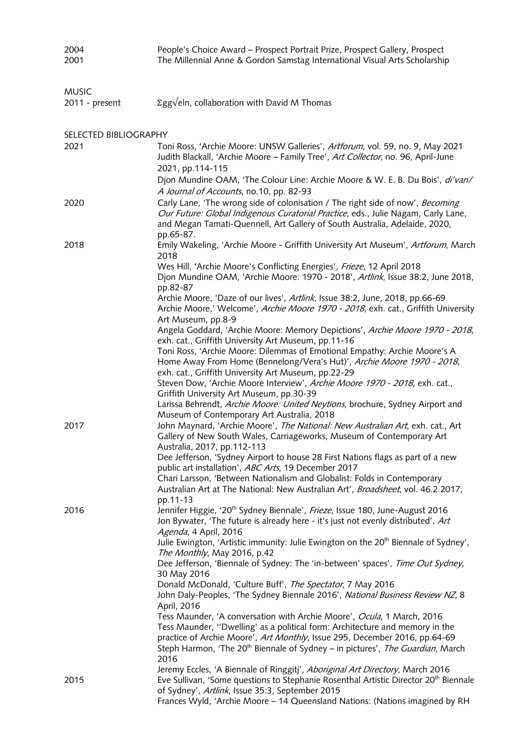| | |
|---|---|
| 2004 | People's Choice Award – Prospect Portrait Prize, Prospect Gallery, Prospect |
| 2001 | The Millennial Anne & Gordon Samstag International Visual Arts Scholarship |

## MUSIC

| | |
|---|---|
| 2011 - present | Σgg√eln, collaboration with David M Thomas |

## SELECTED BIBLIOGRAPHY

**2021**

Toni Ross, 'Archie Moore: UNSW Galleries', *Artforum*, vol. 59, no. 9, May 2021

Judith Blackall, 'Archie Moore – Family Tree', *Art Collector*, no. 96, April-June 2021, pp.114-115

Djon Mundine OAM, 'The Colour Line: Archie Moore & W. E. B. Du Bois', *di'van/ A Journal of Accounts*, no.10, pp. 82-93

**2020**

Carly Lane, 'The wrong side of colonisation / The right side of now', *Becoming Our Future: Global Indigenous Curatorial Practice*, eds., Julie Nagam, Carly Lane, and Megan Tamati-Quennell, Art Gallery of South Australia, Adelaide, 2020, pp.65-87.

**2018**

Emily Wakeling, 'Archie Moore - Griffith University Art Museum', *Artforum*, March 2018

Wes Hill, 'Archie Moore's Conflicting Energies', *Frieze*, 12 April 2018

Djon Mundine OAM, 'Archie Moore: 1970 - 2018', *Artlink*, Issue 38:2, June 2018, pp.82-87

Archie Moore, 'Daze of our lives', *Artlink*, Issue 38:2, June, 2018, pp.66-69

Archie Moore,' Welcome', *Archie Moore 1970 - 2018*, exh. cat., Griffith University Art Museum, pp.8-9

Angela Goddard, 'Archie Moore: Memory Depictions', *Archie Moore 1970 - 2018*, exh. cat., Griffith University Art Museum, pp.11-16

Toni Ross, 'Archie Moore: Dilemmas of Emotional Empathy: Archie Moore's A Home Away From Home (Bennelong/Vera's Hut)', *Archie Moore 1970 - 2018*, exh. cat., Griffith University Art Museum, pp.22-29

Steven Dow, 'Archie Moore Interview', *Archie Moore 1970 - 2018*, exh. cat., Griffith University Art Museum, pp.30-39

Larissa Behrendt, *Archie Moore: United Neytions*, brochure, Sydney Airport and Museum of Contemporary Art Australia, 2018

**2017**

John Maynard, 'Archie Moore', *The National: New Australian Art*, exh. cat., Art Gallery of New South Wales, Carriageworks, Museum of Contemporary Art Australia, 2017, pp.112-113

Dee Jefferson, 'Sydney Airport to house 28 First Nations flags as part of a new public art installation', *ABC Arts*, 19 December 2017

Chari Larsson, 'Between Nationalism and Globalist: Folds in Contemporary Australian Art at The National: New Australian Art', *Broadsheet*, vol. 46.2 2017, pp.11-13

**2016**

Jennifer Higgie, '20th Sydney Biennale', *Frieze*, Issue 180, June-August 2016

Jon Bywater, 'The future is already here - it's just not evenly distributed', *Art Agenda*, 4 April, 2016

Julie Ewington, 'Artistic immunity: Julie Ewington on the 20th Biennale of Sydney', *The Monthly*, May 2016, p.42

Dee Jefferson, 'Biennale of Sydney: The 'in-between' spaces', *Time Out Sydney,* 30 May 2016

Donald McDonald, 'Culture Buff', *The Spectator*, 7 May 2016

John Daly-Peoples, 'The Sydney Biennale 2016', *National Business Review NZ*, 8 April, 2016

Tess Maunder, 'A conversation with Archie Moore', *Ocula*, 1 March, 2016

Tess Maunder, ''Dwelling' as a political form: Architecture and memory in the practice of Archie Moore', *Art Monthly*, Issue 295, December 2016, pp.64-69

Steph Harmon, 'The 20th Biennale of Sydney – in pictures', *The Guardian,* March 2016

Jeremy Eccles, 'A Biennale of Ringgitj', *Aboriginal Art Directory*, March 2016

**2015**

Eve Sullivan, 'Some questions to Stephanie Rosenthal Artistic Director 20th Biennale of Sydney', *Artlink*, Issue 35:3, September 2015

Frances Wyld, 'Archie Moore – 14 Queensland Nations: (Nations imagined by RH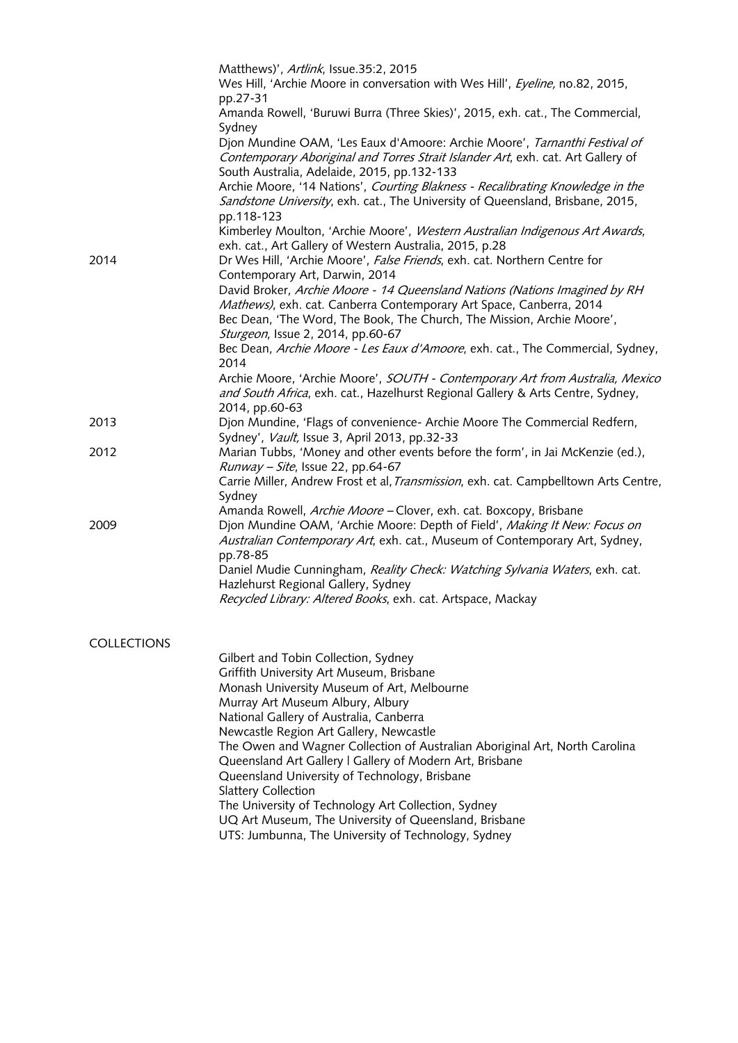Matthews)', *Artlink*, Issue.35:2, 2015

Wes Hill, 'Archie Moore in conversation with Wes Hill', *Eyeline,* no.82, 2015, pp.27-31

Amanda Rowell, 'Buruwi Burra (Three Skies)', 2015, exh. cat., The Commercial, Sydney

Djon Mundine OAM, 'Les Eaux d'Amoore: Archie Moore', *Tarnanthi Festival of Contemporary Aboriginal and Torres Strait Islander Art*, exh. cat. Art Gallery of South Australia, Adelaide, 2015, pp.132-133

Archie Moore, '14 Nations', *Courting Blakness - Recalibrating Knowledge in the Sandstone University*, exh. cat., The University of Queensland, Brisbane, 2015, pp.118-123

Kimberley Moulton, 'Archie Moore', *Western Australian Indigenous Art Awards*, exh. cat., Art Gallery of Western Australia, 2015, p.28

2014

Dr Wes Hill, 'Archie Moore', *False Friends*, exh. cat. Northern Centre for Contemporary Art, Darwin, 2014

David Broker, *Archie Moore - 14 Queensland Nations (Nations Imagined by RH Mathews)*, exh. cat. Canberra Contemporary Art Space, Canberra, 2014

Bec Dean, 'The Word, The Book, The Church, The Mission, Archie Moore', *Sturgeon*, Issue 2, 2014, pp.60-67

Bec Dean, *Archie Moore - Les Eaux d'Amoore*, exh. cat., The Commercial, Sydney, 2014

Archie Moore, 'Archie Moore', *SOUTH - Contemporary Art from Australia, Mexico and South Africa*, exh. cat., Hazelhurst Regional Gallery & Arts Centre, Sydney, 2014, pp.60-63

2013

Djon Mundine, 'Flags of convenience- Archie Moore The Commercial Redfern, Sydney', *Vault,* Issue 3, April 2013, pp.32-33

2012

Marian Tubbs, 'Money and other events before the form', in Jai McKenzie (ed.), *Runway – Site*, Issue 22, pp.64-67

Carrie Miller, Andrew Frost et al, *Transmission*, exh. cat. Campbelltown Arts Centre, Sydney

Amanda Rowell, *Archie Moore* – Clover, exh. cat. Boxcopy, Brisbane

2009

Djon Mundine OAM, 'Archie Moore: Depth of Field', *Making It New: Focus on Australian Contemporary Art*, exh. cat., Museum of Contemporary Art, Sydney, pp.78-85

Daniel Mudie Cunningham, *Reality Check: Watching Sylvania Waters*, exh. cat. Hazlehurst Regional Gallery, Sydney

*Recycled Library: Altered Books*, exh. cat. Artspace, Mackay

## COLLECTIONS

Gilbert and Tobin Collection, Sydney
Griffith University Art Museum, Brisbane
Monash University Museum of Art, Melbourne
Murray Art Museum Albury, Albury
National Gallery of Australia, Canberra
Newcastle Region Art Gallery, Newcastle
The Owen and Wagner Collection of Australian Aboriginal Art, North Carolina
Queensland Art Gallery | Gallery of Modern Art, Brisbane
Queensland University of Technology, Brisbane
Slattery Collection
The University of Technology Art Collection, Sydney
UQ Art Museum, The University of Queensland, Brisbane
UTS: Jumbunna, The University of Technology, Sydney